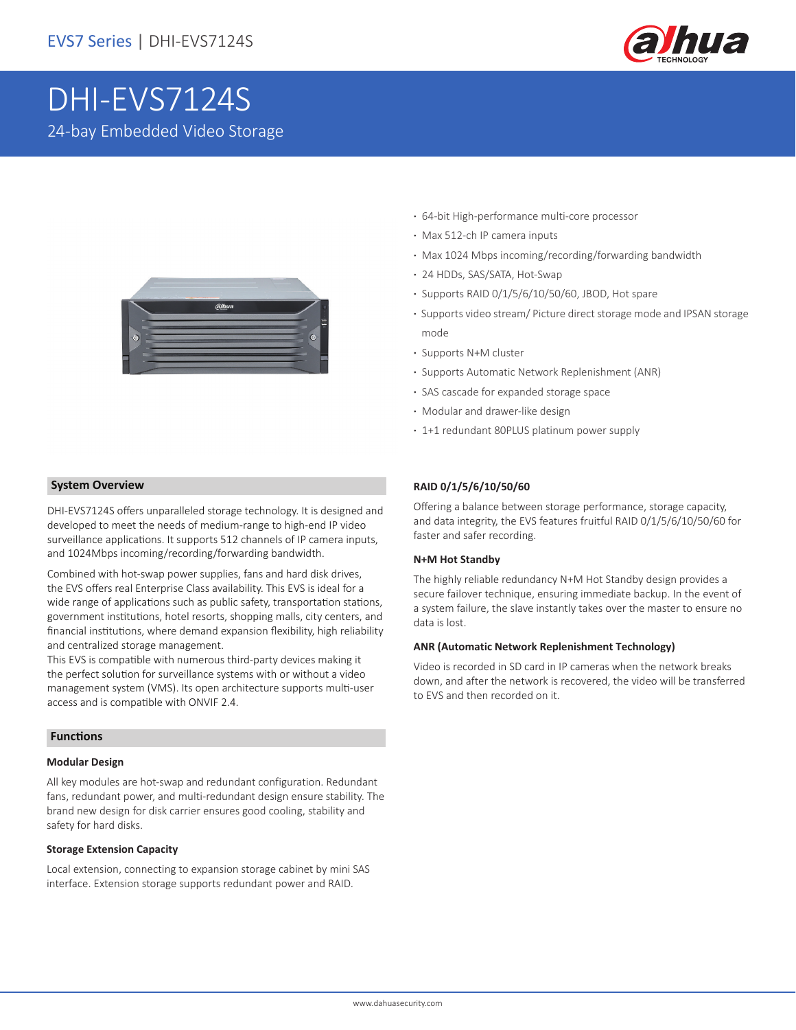EVS7 Series | DHI-EVS7124S

# DHI-EVS7124S

24-bay Embedded Video Storage

- 64-bit High-performance multi-core processor
- Max 512-ch IP camera inputs
- Max 1024 Mbps incoming/recording/forwarding bandwidth
- 24 HDDs, SAS/SATA, Hot-Swap
- Supports RAID 0/1/5/6/10/50/60, JBOD, Hot spare
- Supports video stream/ Picture direct storage mode and IPSAN storage mode
- Supports N+M cluster
- Supports Automatic Network Replenishment (ANR)
- SAS cascade for expanded storage space
- Modular and drawer-like design
- 1+1 redundant 80PLUS platinum power supply

## System Overview

DHI-EVS7124S offers unparalleled storage technology. It is designed and developed to meet the needs of medium-range to high-end IP video surveillance applications. It supports 512 channels of IP camera inputs, and 1024Mbps incoming/recording/forwarding bandwidth.

Combined with hot-swap power supplies, fans and hard disk drives, the EVS offers real Enterprise Class availability. This EVS is ideal for a wide range of applications such as public safety, transportation stations, government institutions, hotel resorts, shopping malls, city centers, and financial institutions, where demand expansion flexibility, high reliability and centralized storage management.
This EVS is compatible with numerous third-party devices making it the perfect solution for surveillance systems with or without a video management system (VMS). Its open architecture supports multi-user access and is compatible with ONVIF 2.4.

## Functions

### Modular Design

All key modules are hot-swap and redundant configuration. Redundant fans, redundant power, and multi-redundant design ensure stability. The brand new design for disk carrier ensures good cooling, stability and safety for hard disks.

### Storage Extension Capacity

Local extension, connecting to expansion storage cabinet by mini SAS interface. Extension storage supports redundant power and RAID.

### RAID 0/1/5/6/10/50/60

Offering a balance between storage performance, storage capacity, and data integrity, the EVS features fruitful RAID 0/1/5/6/10/50/60 for faster and safer recording.

### N+M Hot Standby

The highly reliable redundancy N+M Hot Standby design provides a secure failover technique, ensuring immediate backup. In the event of a system failure, the slave instantly takes over the master to ensure no data is lost.

### ANR (Automatic Network Replenishment Technology)

Video is recorded in SD card in IP cameras when the network breaks down, and after the network is recovered, the video will be transferred to EVS and then recorded on it.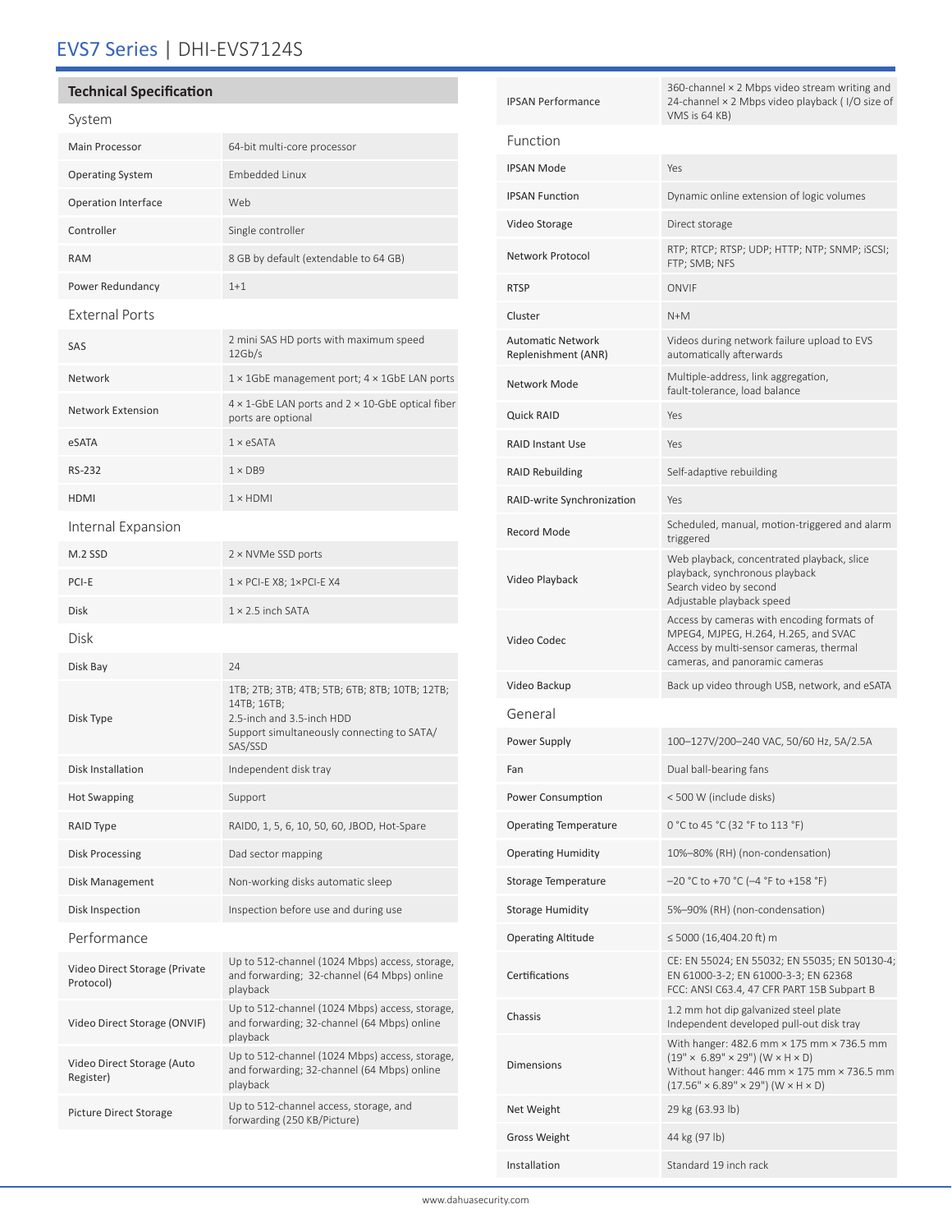# EVS7 Series | DHI-EVS7124S

## Technical Specification

### System

| | |
|---|---|
| Main Processor | 64-bit multi-core processor |
| Operating System | Embedded Linux |
| Operation Interface | Web |
| Controller | Single controller |
| RAM | 8 GB by default (extendable to 64 GB) |
| Power Redundancy | 1+1 |

### External Ports

| | |
|---|---|
| SAS | 2 mini SAS HD ports with maximum speed 12Gb/s |
| Network | 1 × 1GbE management port; 4 × 1GbE LAN ports |
| Network Extension | 4 × 1-GbE LAN ports and 2 × 10-GbE optical fiber ports are optional |
| eSATA | 1 × eSATA |
| RS-232 | 1 × DB9 |
| HDMI | 1 × HDMI |

### Internal Expansion

| | |
|---|---|
| M.2 SSD | 2 × NVMe SSD ports |
| PCI-E | 1 × PCI-E X8; 1×PCI-E X4 |
| Disk | 1 × 2.5 inch SATA |

### Disk

| | |
|---|---|
| Disk Bay | 24 |
| Disk Type | 1TB; 2TB; 3TB; 4TB; 5TB; 6TB; 8TB; 10TB; 12TB; 14TB; 16TB;<br>2.5-inch and 3.5-inch HDD<br>Support simultaneously connecting to SATA/SAS/SSD |
| Disk Installation | Independent disk tray |
| Hot Swapping | Support |
| RAID Type | RAID0, 1, 5, 6, 10, 50, 60, JBOD, Hot-Spare |
| Disk Processing | Dad sector mapping |
| Disk Management | Non-working disks automatic sleep |
| Disk Inspection | Inspection before use and during use |

### Performance

| | |
|---|---|
| Video Direct Storage (Private Protocol) | Up to 512-channel (1024 Mbps) access, storage, and forwarding; 32-channel (64 Mbps) online playback |
| Video Direct Storage (ONVIF) | Up to 512-channel (1024 Mbps) access, storage, and forwarding; 32-channel (64 Mbps) online playback |
| Video Direct Storage (Auto Register) | Up to 512-channel (1024 Mbps) access, storage, and forwarding; 32-channel (64 Mbps) online playback |
| Picture Direct Storage | Up to 512-channel access, storage, and forwarding (250 KB/Picture) |
| IPSAN Performance | 360-channel × 2 Mbps video stream writing and 24-channel × 2 Mbps video playback ( I/O size of VMS is 64 KB) |

### Function

| | |
|---|---|
| IPSAN Mode | Yes |
| IPSAN Function | Dynamic online extension of logic volumes |
| Video Storage | Direct storage |
| Network Protocol | RTP; RTCP; RTSP; UDP; HTTP; NTP; SNMP; iSCSI; FTP; SMB; NFS |
| RTSP | ONVIF |
| Cluster | N+M |
| Automatic Network Replenishment (ANR) | Videos during network failure upload to EVS automatically afterwards |
| Network Mode | Multiple-address, link aggregation, fault-tolerance, load balance |
| Quick RAID | Yes |
| RAID Instant Use | Yes |
| RAID Rebuilding | Self-adaptive rebuilding |
| RAID-write Synchronization | Yes |
| Record Mode | Scheduled, manual, motion-triggered and alarm triggered |
| Video Playback | Web playback, concentrated playback, slice playback, synchronous playback<br>Search video by second<br>Adjustable playback speed |
| Video Codec | Access by cameras with encoding formats of MPEG4, MJPEG, H.264, H.265, and SVAC<br>Access by multi-sensor cameras, thermal cameras, and panoramic cameras |
| Video Backup | Back up video through USB, network, and eSATA |

### General

| | |
|---|---|
| Power Supply | 100–127V/200–240 VAC, 50/60 Hz, 5A/2.5A |
| Fan | Dual ball-bearing fans |
| Power Consumption | < 500 W (include disks) |
| Operating Temperature | 0 °C to 45 °C (32 °F to 113 °F) |
| Operating Humidity | 10%–80% (RH) (non-condensation) |
| Storage Temperature | –20 °C to +70 °C (–4 °F to +158 °F) |
| Storage Humidity | 5%–90% (RH) (non-condensation) |
| Operating Altitude | ≤ 5000 (16,404.20 ft) m |
| Certifications | CE: EN 55024; EN 55032; EN 55035; EN 50130-4; EN 61000-3-2; EN 61000-3-3; EN 62368<br>FCC: ANSI C63.4, 47 CFR PART 15B Subpart B |
| Chassis | 1.2 mm hot dip galvanized steel plate<br>Independent developed pull-out disk tray |
| Dimensions | With hanger: 482.6 mm × 175 mm × 736.5 mm (19" × 6.89" × 29") (W × H × D)<br>Without hanger: 446 mm × 175 mm × 736.5 mm (17.56" × 6.89" × 29") (W × H × D) |
| Net Weight | 29 kg (63.93 lb) |
| Gross Weight | 44 kg (97 lb) |
| Installation | Standard 19 inch rack |

www.dahuasecurity.com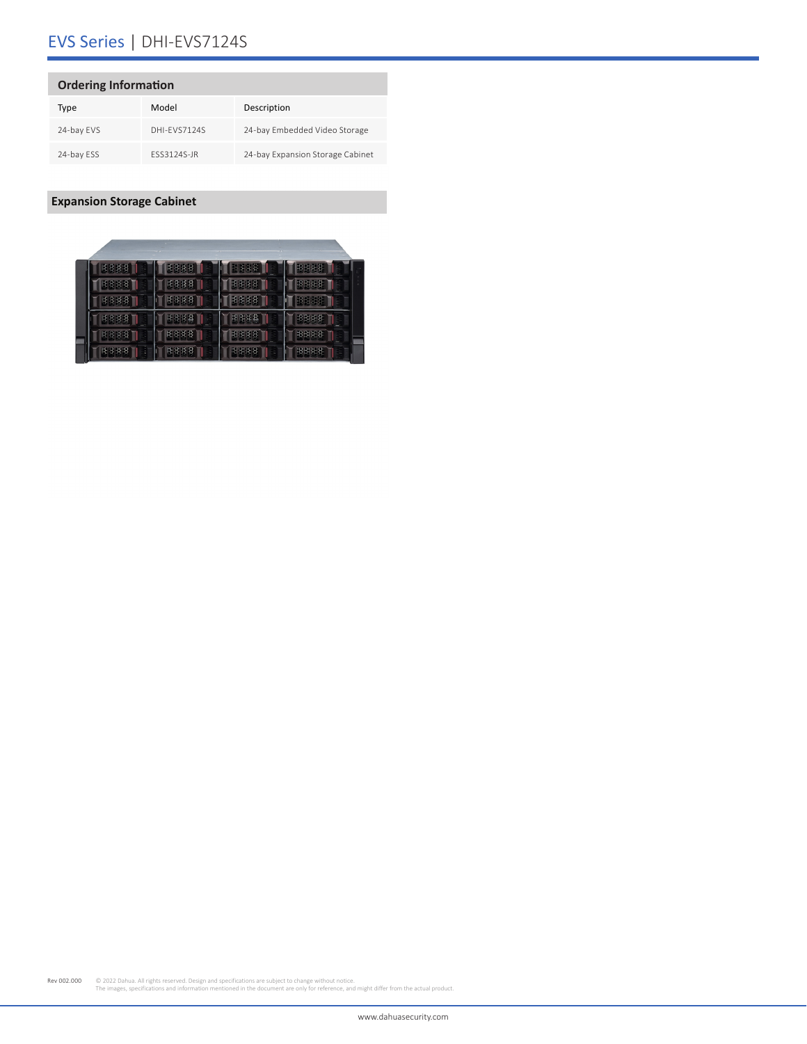## Ordering Information

| Type | Model | Description |
|---|---|---|
| 24-bay EVS | DHI-EVS7124S | 24-bay Embedded Video Storage |
| 24-bay ESS | ESS3124S-JR | 24-bay Expansion Storage Cabinet |

## Expansion Storage Cabinet

Rev 002.000 © 2022 Dahua. All rights reserved. Design and specifications are subject to change without notice.
The images, specifications and information mentioned in the document are only for reference, and might differ from the actual product.